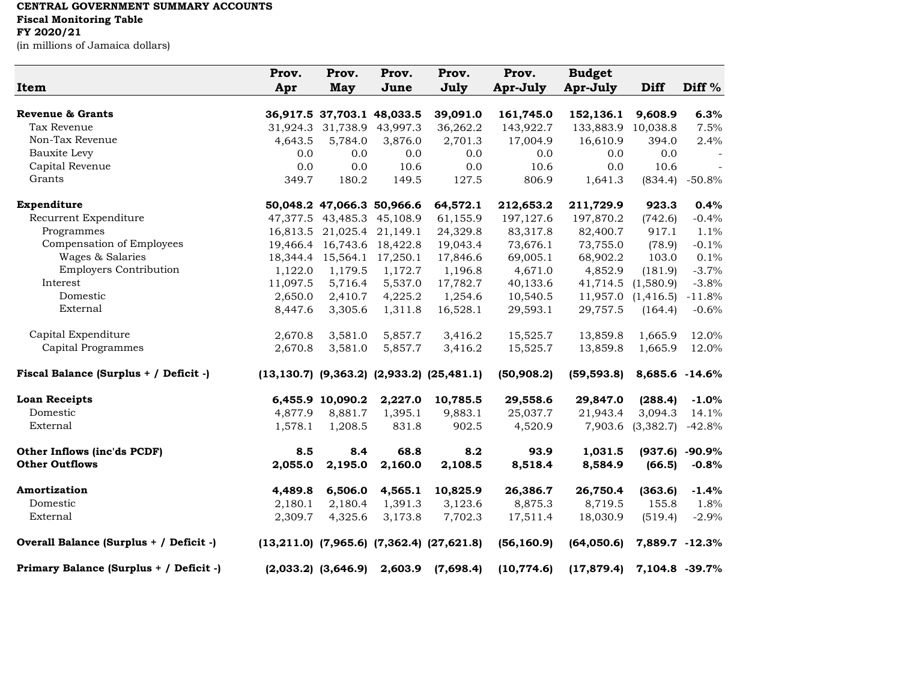**CENTRAL GOVERNMENT SUMMARY ACCOUNTS**
**Fiscal Monitoring Table**
**FY 2020/21**
(in millions of Jamaica dollars)

| Item | Prov. Apr | Prov. May | Prov. June | Prov. July | Prov. Apr-July | Budget Apr-July | Diff | Diff % |
|---|---|---|---|---|---|---|---|---|
| **Revenue & Grants** | **36,917.5** | **37,703.1** | **48,033.5** | **39,091.0** | **161,745.0** | **152,136.1** | **9,608.9** | **6.3%** |
| Tax Revenue | 31,924.3 | 31,738.9 | 43,997.3 | 36,262.2 | 143,922.7 | 133,883.9 | 10,038.8 | 7.5% |
| Non-Tax Revenue | 4,643.5 | 5,784.0 | 3,876.0 | 2,701.3 | 17,004.9 | 16,610.9 | 394.0 | 2.4% |
| Bauxite Levy | 0.0 | 0.0 | 0.0 | 0.0 | 0.0 | 0.0 | 0.0 | - |
| Capital Revenue | 0.0 | 0.0 | 10.6 | 0.0 | 10.6 | 0.0 | 10.6 | - |
| Grants | 349.7 | 180.2 | 149.5 | 127.5 | 806.9 | 1,641.3 | (834.4) | -50.8% |
| **Expenditure** | **50,048.2** | **47,066.3** | **50,966.6** | **64,572.1** | **212,653.2** | **211,729.9** | **923.3** | **0.4%** |
| Recurrent Expenditure | 47,377.5 | 43,485.3 | 45,108.9 | 61,155.9 | 197,127.6 | 197,870.2 | (742.6) | -0.4% |
| Programmes | 16,813.5 | 21,025.4 | 21,149.1 | 24,329.8 | 83,317.8 | 82,400.7 | 917.1 | 1.1% |
| Compensation of Employees | 19,466.4 | 16,743.6 | 18,422.8 | 19,043.4 | 73,676.1 | 73,755.0 | (78.9) | -0.1% |
| Wages & Salaries | 18,344.4 | 15,564.1 | 17,250.1 | 17,846.6 | 69,005.1 | 68,902.2 | 103.0 | 0.1% |
| Employers Contribution | 1,122.0 | 1,179.5 | 1,172.7 | 1,196.8 | 4,671.0 | 4,852.9 | (181.9) | -3.7% |
| Interest | 11,097.5 | 5,716.4 | 5,537.0 | 17,782.7 | 40,133.6 | 41,714.5 | (1,580.9) | -3.8% |
| Domestic | 2,650.0 | 2,410.7 | 4,225.2 | 1,254.6 | 10,540.5 | 11,957.0 | (1,416.5) | -11.8% |
| External | 8,447.6 | 3,305.6 | 1,311.8 | 16,528.1 | 29,593.1 | 29,757.5 | (164.4) | -0.6% |
| Capital Expenditure | 2,670.8 | 3,581.0 | 5,857.7 | 3,416.2 | 15,525.7 | 13,859.8 | 1,665.9 | 12.0% |
| Capital Programmes | 2,670.8 | 3,581.0 | 5,857.7 | 3,416.2 | 15,525.7 | 13,859.8 | 1,665.9 | 12.0% |
| **Fiscal Balance (Surplus + / Deficit -)** | **(13,130.7)** | **(9,363.2)** | **(2,933.2)** | **(25,481.1)** | **(50,908.2)** | **(59,593.8)** | **8,685.6** | **-14.6%** |
| **Loan Receipts** | **6,455.9** | **10,090.2** | **2,227.0** | **10,785.5** | **29,558.6** | **29,847.0** | **(288.4)** | **-1.0%** |
| Domestic | 4,877.9 | 8,881.7 | 1,395.1 | 9,883.1 | 25,037.7 | 21,943.4 | 3,094.3 | 14.1% |
| External | 1,578.1 | 1,208.5 | 831.8 | 902.5 | 4,520.9 | 7,903.6 | (3,382.7) | -42.8% |
| **Other Inflows (inc'ds PCDF)** | **8.5** | **8.4** | **68.8** | **8.2** | **93.9** | **1,031.5** | **(937.6)** | **-90.9%** |
| **Other Outflows** | **2,055.0** | **2,195.0** | **2,160.0** | **2,108.5** | **8,518.4** | **8,584.9** | **(66.5)** | **-0.8%** |
| **Amortization** | **4,489.8** | **6,506.0** | **4,565.1** | **10,825.9** | **26,386.7** | **26,750.4** | **(363.6)** | **-1.4%** |
| Domestic | 2,180.1 | 2,180.4 | 1,391.3 | 3,123.6 | 8,875.3 | 8,719.5 | 155.8 | 1.8% |
| External | 2,309.7 | 4,325.6 | 3,173.8 | 7,702.3 | 17,511.4 | 18,030.9 | (519.4) | -2.9% |
| **Overall Balance (Surplus + / Deficit -)** | **(13,211.0)** | **(7,965.6)** | **(7,362.4)** | **(27,621.8)** | **(56,160.9)** | **(64,050.6)** | **7,889.7** | **-12.3%** |
| **Primary Balance (Surplus + / Deficit -)** | **(2,033.2)** | **(3,646.9)** | **2,603.9** | **(7,698.4)** | **(10,774.6)** | **(17,879.4)** | **7,104.8** | **-39.7%** |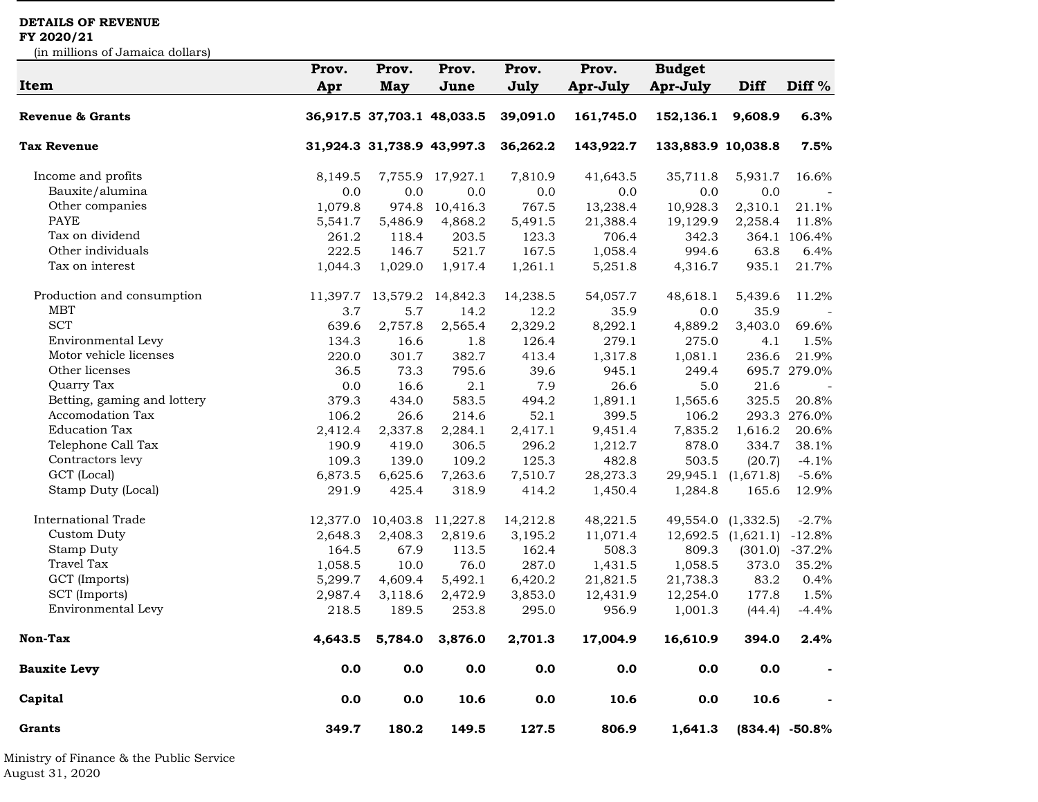**DETAILS OF REVENUE**
**FY 2020/21**
(in millions of Jamaica dollars)

| Item | Prov. Apr | Prov. May | Prov. June | Prov. July | Prov. Apr-July | Budget Apr-July | Diff | Diff % |
|---|---|---|---|---|---|---|---|---|
| **Revenue & Grants** | **36,917.5** | **37,703.1** | **48,033.5** | **39,091.0** | **161,745.0** | **152,136.1** | **9,608.9** | **6.3%** |
| **Tax Revenue** | **31,924.3** | **31,738.9** | **43,997.3** | **36,262.2** | **143,922.7** | **133,883.9** | **10,038.8** | **7.5%** |
| Income and profits | 8,149.5 | 7,755.9 | 17,927.1 | 7,810.9 | 41,643.5 | 35,711.8 | 5,931.7 | 16.6% |
| Bauxite/alumina | 0.0 | 0.0 | 0.0 | 0.0 | 0.0 | 0.0 | 0.0 | - |
| Other companies | 1,079.8 | 974.8 | 10,416.3 | 767.5 | 13,238.4 | 10,928.3 | 2,310.1 | 21.1% |
| PAYE | 5,541.7 | 5,486.9 | 4,868.2 | 5,491.5 | 21,388.4 | 19,129.9 | 2,258.4 | 11.8% |
| Tax on dividend | 261.2 | 118.4 | 203.5 | 123.3 | 706.4 | 342.3 | 364.1 | 106.4% |
| Other individuals | 222.5 | 146.7 | 521.7 | 167.5 | 1,058.4 | 994.6 | 63.8 | 6.4% |
| Tax on interest | 1,044.3 | 1,029.0 | 1,917.4 | 1,261.1 | 5,251.8 | 4,316.7 | 935.1 | 21.7% |
| Production and consumption | 11,397.7 | 13,579.2 | 14,842.3 | 14,238.5 | 54,057.7 | 48,618.1 | 5,439.6 | 11.2% |
| MBT | 3.7 | 5.7 | 14.2 | 12.2 | 35.9 | 0.0 | 35.9 | - |
| SCT | 639.6 | 2,757.8 | 2,565.4 | 2,329.2 | 8,292.1 | 4,889.2 | 3,403.0 | 69.6% |
| Environmental Levy | 134.3 | 16.6 | 1.8 | 126.4 | 279.1 | 275.0 | 4.1 | 1.5% |
| Motor vehicle licenses | 220.0 | 301.7 | 382.7 | 413.4 | 1,317.8 | 1,081.1 | 236.6 | 21.9% |
| Other licenses | 36.5 | 73.3 | 795.6 | 39.6 | 945.1 | 249.4 | 695.7 | 279.0% |
| Quarry Tax | 0.0 | 16.6 | 2.1 | 7.9 | 26.6 | 5.0 | 21.6 | - |
| Betting, gaming and lottery | 379.3 | 434.0 | 583.5 | 494.2 | 1,891.1 | 1,565.6 | 325.5 | 20.8% |
| Accomodation Tax | 106.2 | 26.6 | 214.6 | 52.1 | 399.5 | 106.2 | 293.3 | 276.0% |
| Education Tax | 2,412.4 | 2,337.8 | 2,284.1 | 2,417.1 | 9,451.4 | 7,835.2 | 1,616.2 | 20.6% |
| Telephone Call Tax | 190.9 | 419.0 | 306.5 | 296.2 | 1,212.7 | 878.0 | 334.7 | 38.1% |
| Contractors levy | 109.3 | 139.0 | 109.2 | 125.3 | 482.8 | 503.5 | (20.7) | -4.1% |
| GCT (Local) | 6,873.5 | 6,625.6 | 7,263.6 | 7,510.7 | 28,273.3 | 29,945.1 | (1,671.8) | -5.6% |
| Stamp Duty (Local) | 291.9 | 425.4 | 318.9 | 414.2 | 1,450.4 | 1,284.8 | 165.6 | 12.9% |
| International Trade | 12,377.0 | 10,403.8 | 11,227.8 | 14,212.8 | 48,221.5 | 49,554.0 | (1,332.5) | -2.7% |
| Custom Duty | 2,648.3 | 2,408.3 | 2,819.6 | 3,195.2 | 11,071.4 | 12,692.5 | (1,621.1) | -12.8% |
| Stamp Duty | 164.5 | 67.9 | 113.5 | 162.4 | 508.3 | 809.3 | (301.0) | -37.2% |
| Travel Tax | 1,058.5 | 10.0 | 76.0 | 287.0 | 1,431.5 | 1,058.5 | 373.0 | 35.2% |
| GCT (Imports) | 5,299.7 | 4,609.4 | 5,492.1 | 6,420.2 | 21,821.5 | 21,738.3 | 83.2 | 0.4% |
| SCT (Imports) | 2,987.4 | 3,118.6 | 2,472.9 | 3,853.0 | 12,431.9 | 12,254.0 | 177.8 | 1.5% |
| Environmental Levy | 218.5 | 189.5 | 253.8 | 295.0 | 956.9 | 1,001.3 | (44.4) | -4.4% |
| **Non-Tax** | **4,643.5** | **5,784.0** | **3,876.0** | **2,701.3** | **17,004.9** | **16,610.9** | **394.0** | **2.4%** |
| **Bauxite Levy** | **0.0** | **0.0** | **0.0** | **0.0** | **0.0** | **0.0** | **0.0** | **-** |
| **Capital** | **0.0** | **0.0** | **10.6** | **0.0** | **10.6** | **0.0** | **10.6** | **-** |
| **Grants** | **349.7** | **180.2** | **149.5** | **127.5** | **806.9** | **1,641.3** | **(834.4)** | **-50.8%** |

Ministry of Finance & the Public Service
August 31, 2020